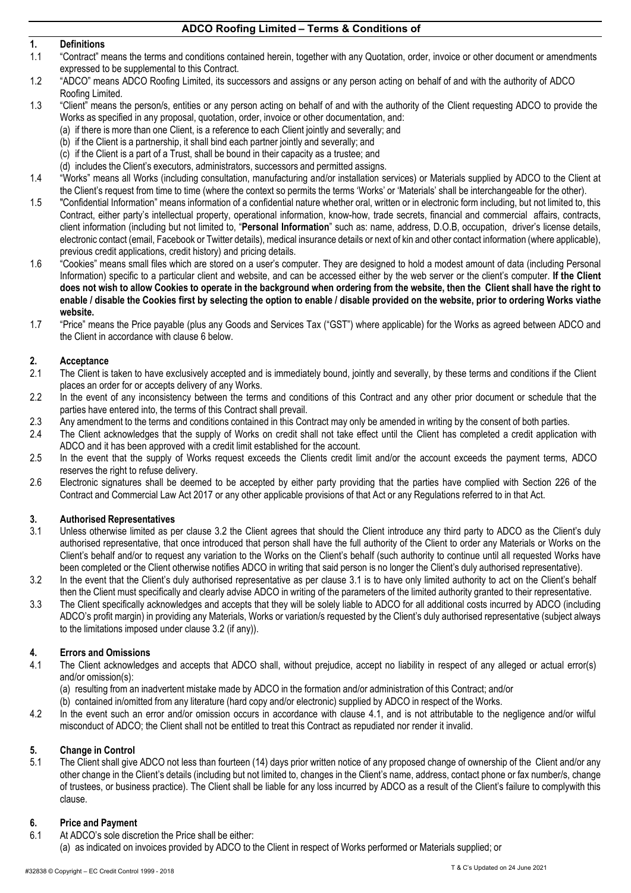# ADCO Roofing Limited – Terms & Conditions of

## 1. Definitions

1.1 "Contract" means the terms and conditions contained herein, together with any Quotation, order, invoice or other document or amendments expressed to be supplemental to this Contract.

1.2 "ADCO" means ADCO Roofing Limited, its successors and assigns or any person acting on behalf of and with the authority of ADCO Roofing Limited.

1.3 "Client" means the person/s, entities or any person acting on behalf of and with the authority of the Client requesting ADCO to provide the Works as specified in any proposal, quotation, order, invoice or other documentation, and:
(a) if there is more than one Client, is a reference to each Client jointly and severally; and
(b) if the Client is a partnership, it shall bind each partner jointly and severally; and
(c) if the Client is a part of a Trust, shall be bound in their capacity as a trustee; and
(d) includes the Client's executors, administrators, successors and permitted assigns.

1.4 "Works" means all Works (including consultation, manufacturing and/or installation services) or Materials supplied by ADCO to the Client at the Client's request from time to time (where the context so permits the terms 'Works' or 'Materials' shall be interchangeable for the other).

1.5 "Confidential Information" means information of a confidential nature whether oral, written or in electronic form including, but not limited to, this Contract, either party's intellectual property, operational information, know-how, trade secrets, financial and commercial affairs, contracts, client information (including but not limited to, "**Personal Information**" such as: name, address, D.O.B, occupation, driver's license details, electronic contact (email, Facebook or Twitter details), medical insurance details or next of kin and other contact information (where applicable), previous credit applications, credit history) and pricing details.

1.6 "Cookies" means small files which are stored on a user's computer. They are designed to hold a modest amount of data (including Personal Information) specific to a particular client and website, and can be accessed either by the web server or the client's computer. **If the Client does not wish to allow Cookies to operate in the background when ordering from the website, then the Client shall have the right to enable / disable the Cookies first by selecting the option to enable / disable provided on the website, prior to ordering Works viathe website.**

1.7 "Price" means the Price payable (plus any Goods and Services Tax ("GST") where applicable) for the Works as agreed between ADCO and the Client in accordance with clause 6 below.

## 2. Acceptance

2.1 The Client is taken to have exclusively accepted and is immediately bound, jointly and severally, by these terms and conditions if the Client places an order for or accepts delivery of any Works.

2.2 In the event of any inconsistency between the terms and conditions of this Contract and any other prior document or schedule that the parties have entered into, the terms of this Contract shall prevail.

2.3 Any amendment to the terms and conditions contained in this Contract may only be amended in writing by the consent of both parties.

2.4 The Client acknowledges that the supply of Works on credit shall not take effect until the Client has completed a credit application with ADCO and it has been approved with a credit limit established for the account.

2.5 In the event that the supply of Works request exceeds the Clients credit limit and/or the account exceeds the payment terms, ADCO reserves the right to refuse delivery.

2.6 Electronic signatures shall be deemed to be accepted by either party providing that the parties have complied with Section 226 of the Contract and Commercial Law Act 2017 or any other applicable provisions of that Act or any Regulations referred to in that Act.

## 3. Authorised Representatives

3.1 Unless otherwise limited as per clause 3.2 the Client agrees that should the Client introduce any third party to ADCO as the Client's duly authorised representative, that once introduced that person shall have the full authority of the Client to order any Materials or Works on the Client's behalf and/or to request any variation to the Works on the Client's behalf (such authority to continue until all requested Works have been completed or the Client otherwise notifies ADCO in writing that said person is no longer the Client's duly authorised representative).

3.2 In the event that the Client's duly authorised representative as per clause 3.1 is to have only limited authority to act on the Client's behalf then the Client must specifically and clearly advise ADCO in writing of the parameters of the limited authority granted to their representative.

3.3 The Client specifically acknowledges and accepts that they will be solely liable to ADCO for all additional costs incurred by ADCO (including ADCO's profit margin) in providing any Materials, Works or variation/s requested by the Client's duly authorised representative (subject always to the limitations imposed under clause 3.2 (if any)).

## 4. Errors and Omissions

4.1 The Client acknowledges and accepts that ADCO shall, without prejudice, accept no liability in respect of any alleged or actual error(s) and/or omission(s):
(a) resulting from an inadvertent mistake made by ADCO in the formation and/or administration of this Contract; and/or
(b) contained in/omitted from any literature (hard copy and/or electronic) supplied by ADCO in respect of the Works.

4.2 In the event such an error and/or omission occurs in accordance with clause 4.1, and is not attributable to the negligence and/or wilful misconduct of ADCO; the Client shall not be entitled to treat this Contract as repudiated nor render it invalid.

## 5. Change in Control

5.1 The Client shall give ADCO not less than fourteen (14) days prior written notice of any proposed change of ownership of the Client and/or any other change in the Client's details (including but not limited to, changes in the Client's name, address, contact phone or fax number/s, change of trustees, or business practice). The Client shall be liable for any loss incurred by ADCO as a result of the Client's failure to complywith this clause.

## 6. Price and Payment

6.1 At ADCO's sole discretion the Price shall be either:
(a) as indicated on invoices provided by ADCO to the Client in respect of Works performed or Materials supplied; or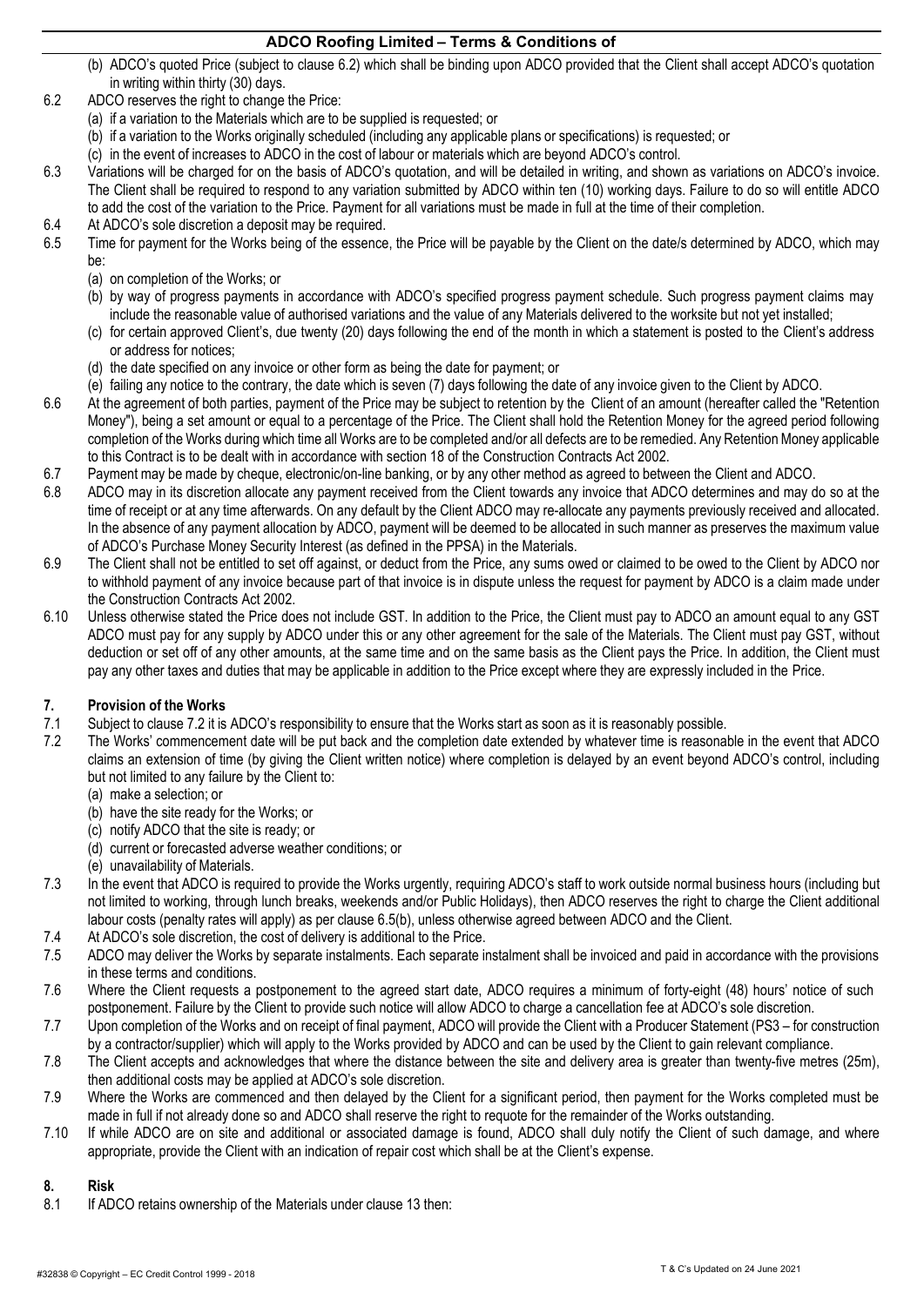(b) ADCO's quoted Price (subject to clause 6.2) which shall be binding upon ADCO provided that the Client shall accept ADCO's quotation in writing within thirty (30) days.

6.2 ADCO reserves the right to change the Price:
(a) if a variation to the Materials which are to be supplied is requested; or
(b) if a variation to the Works originally scheduled (including any applicable plans or specifications) is requested; or
(c) in the event of increases to ADCO in the cost of labour or materials which are beyond ADCO's control.

6.3 Variations will be charged for on the basis of ADCO's quotation, and will be detailed in writing, and shown as variations on ADCO's invoice. The Client shall be required to respond to any variation submitted by ADCO within ten (10) working days. Failure to do so will entitle ADCO to add the cost of the variation to the Price. Payment for all variations must be made in full at the time of their completion.

6.4 At ADCO's sole discretion a deposit may be required.

6.5 Time for payment for the Works being of the essence, the Price will be payable by the Client on the date/s determined by ADCO, which may be:
(a) on completion of the Works; or
(b) by way of progress payments in accordance with ADCO's specified progress payment schedule. Such progress payment claims may include the reasonable value of authorised variations and the value of any Materials delivered to the worksite but not yet installed;
(c) for certain approved Client's, due twenty (20) days following the end of the month in which a statement is posted to the Client's address or address for notices;
(d) the date specified on any invoice or other form as being the date for payment; or
(e) failing any notice to the contrary, the date which is seven (7) days following the date of any invoice given to the Client by ADCO.

6.6 At the agreement of both parties, payment of the Price may be subject to retention by the Client of an amount (hereafter called the "Retention Money"), being a set amount or equal to a percentage of the Price. The Client shall hold the Retention Money for the agreed period following completion of the Works during which time all Works are to be completed and/or all defects are to be remedied. Any Retention Money applicable to this Contract is to be dealt with in accordance with section 18 of the Construction Contracts Act 2002.

6.7 Payment may be made by cheque, electronic/on-line banking, or by any other method as agreed to between the Client and ADCO.

6.8 ADCO may in its discretion allocate any payment received from the Client towards any invoice that ADCO determines and may do so at the time of receipt or at any time afterwards. On any default by the Client ADCO may re-allocate any payments previously received and allocated. In the absence of any payment allocation by ADCO, payment will be deemed to be allocated in such manner as preserves the maximum value of ADCO's Purchase Money Security Interest (as defined in the PPSA) in the Materials.

6.9 The Client shall not be entitled to set off against, or deduct from the Price, any sums owed or claimed to be owed to the Client by ADCO nor to withhold payment of any invoice because part of that invoice is in dispute unless the request for payment by ADCO is a claim made under the Construction Contracts Act 2002.

6.10 Unless otherwise stated the Price does not include GST. In addition to the Price, the Client must pay to ADCO an amount equal to any GST ADCO must pay for any supply by ADCO under this or any other agreement for the sale of the Materials. The Client must pay GST, without deduction or set off of any other amounts, at the same time and on the same basis as the Client pays the Price. In addition, the Client must pay any other taxes and duties that may be applicable in addition to the Price except where they are expressly included in the Price.

## 7. Provision of the Works

7.1 Subject to clause 7.2 it is ADCO's responsibility to ensure that the Works start as soon as it is reasonably possible.

7.2 The Works' commencement date will be put back and the completion date extended by whatever time is reasonable in the event that ADCO claims an extension of time (by giving the Client written notice) where completion is delayed by an event beyond ADCO's control, including but not limited to any failure by the Client to:
(a) make a selection; or
(b) have the site ready for the Works; or
(c) notify ADCO that the site is ready; or
(d) current or forecasted adverse weather conditions; or
(e) unavailability of Materials.

7.3 In the event that ADCO is required to provide the Works urgently, requiring ADCO's staff to work outside normal business hours (including but not limited to working, through lunch breaks, weekends and/or Public Holidays), then ADCO reserves the right to charge the Client additional labour costs (penalty rates will apply) as per clause 6.5(b), unless otherwise agreed between ADCO and the Client.

7.4 At ADCO's sole discretion, the cost of delivery is additional to the Price.

7.5 ADCO may deliver the Works by separate instalments. Each separate instalment shall be invoiced and paid in accordance with the provisions in these terms and conditions.

7.6 Where the Client requests a postponement to the agreed start date, ADCO requires a minimum of forty-eight (48) hours' notice of such postponement. Failure by the Client to provide such notice will allow ADCO to charge a cancellation fee at ADCO's sole discretion.

7.7 Upon completion of the Works and on receipt of final payment, ADCO will provide the Client with a Producer Statement (PS3 – for construction by a contractor/supplier) which will apply to the Works provided by ADCO and can be used by the Client to gain relevant compliance.

7.8 The Client accepts and acknowledges that where the distance between the site and delivery area is greater than twenty-five metres (25m), then additional costs may be applied at ADCO's sole discretion.

7.9 Where the Works are commenced and then delayed by the Client for a significant period, then payment for the Works completed must be made in full if not already done so and ADCO shall reserve the right to requote for the remainder of the Works outstanding.

7.10 If while ADCO are on site and additional or associated damage is found, ADCO shall duly notify the Client of such damage, and where appropriate, provide the Client with an indication of repair cost which shall be at the Client's expense.

## 8. Risk

8.1 If ADCO retains ownership of the Materials under clause 13 then: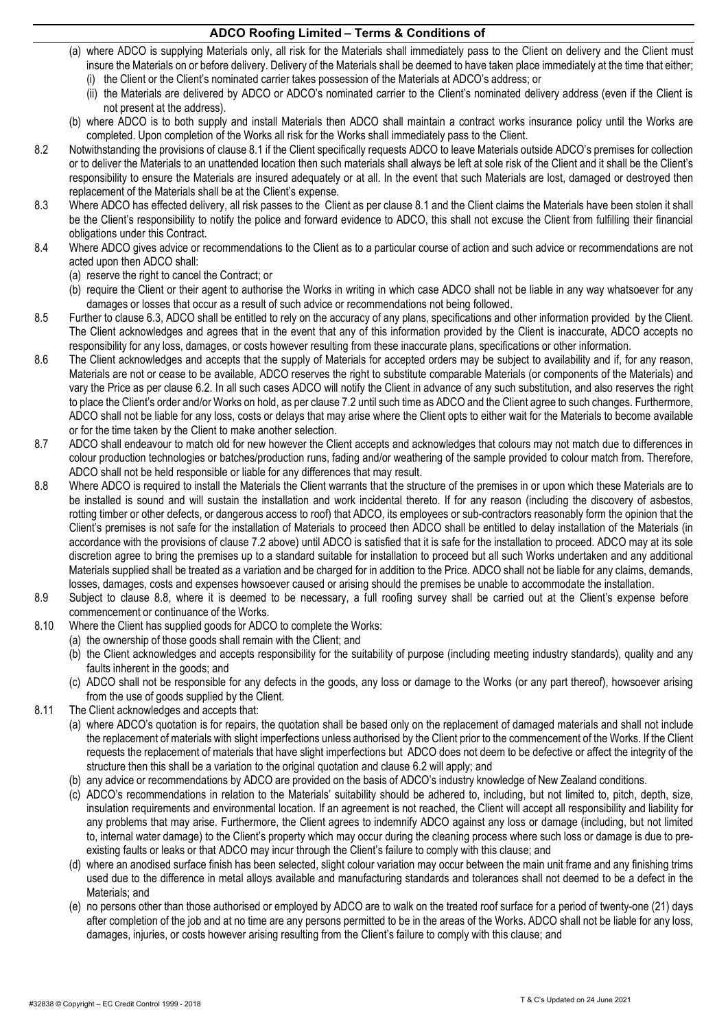(a) where ADCO is supplying Materials only, all risk for the Materials shall immediately pass to the Client on delivery and the Client must insure the Materials on or before delivery. Delivery of the Materials shall be deemed to have taken place immediately at the time that either;
   (i) the Client or the Client's nominated carrier takes possession of the Materials at ADCO's address; or
   (ii) the Materials are delivered by ADCO or ADCO's nominated carrier to the Client's nominated delivery address (even if the Client is not present at the address).

(b) where ADCO is to both supply and install Materials then ADCO shall maintain a contract works insurance policy until the Works are completed. Upon completion of the Works all risk for the Works shall immediately pass to the Client.

8.2 Notwithstanding the provisions of clause 8.1 if the Client specifically requests ADCO to leave Materials outside ADCO's premises for collection or to deliver the Materials to an unattended location then such materials shall always be left at sole risk of the Client and it shall be the Client's responsibility to ensure the Materials are insured adequately or at all. In the event that such Materials are lost, damaged or destroyed then replacement of the Materials shall be at the Client's expense.

8.3 Where ADCO has effected delivery, all risk passes to the Client as per clause 8.1 and the Client claims the Materials have been stolen it shall be the Client's responsibility to notify the police and forward evidence to ADCO, this shall not excuse the Client from fulfilling their financial obligations under this Contract.

8.4 Where ADCO gives advice or recommendations to the Client as to a particular course of action and such advice or recommendations are not acted upon then ADCO shall:

(a) reserve the right to cancel the Contract; or

(b) require the Client or their agent to authorise the Works in writing in which case ADCO shall not be liable in any way whatsoever for any damages or losses that occur as a result of such advice or recommendations not being followed.

8.5 Further to clause 6.3, ADCO shall be entitled to rely on the accuracy of any plans, specifications and other information provided by the Client. The Client acknowledges and agrees that in the event that any of this information provided by the Client is inaccurate, ADCO accepts no responsibility for any loss, damages, or costs however resulting from these inaccurate plans, specifications or other information.

8.6 The Client acknowledges and accepts that the supply of Materials for accepted orders may be subject to availability and if, for any reason, Materials are not or cease to be available, ADCO reserves the right to substitute comparable Materials (or components of the Materials) and vary the Price as per clause 6.2. In all such cases ADCO will notify the Client in advance of any such substitution, and also reserves the right to place the Client's order and/or Works on hold, as per clause 7.2 until such time as ADCO and the Client agree to such changes. Furthermore, ADCO shall not be liable for any loss, costs or delays that may arise where the Client opts to either wait for the Materials to become available or for the time taken by the Client to make another selection.

8.7 ADCO shall endeavour to match old for new however the Client accepts and acknowledges that colours may not match due to differences in colour production technologies or batches/production runs, fading and/or weathering of the sample provided to colour match from. Therefore, ADCO shall not be held responsible or liable for any differences that may result.

8.8 Where ADCO is required to install the Materials the Client warrants that the structure of the premises in or upon which these Materials are to be installed is sound and will sustain the installation and work incidental thereto. If for any reason (including the discovery of asbestos, rotting timber or other defects, or dangerous access to roof) that ADCO, its employees or sub-contractors reasonably form the opinion that the Client's premises is not safe for the installation of Materials to proceed then ADCO shall be entitled to delay installation of the Materials (in accordance with the provisions of clause 7.2 above) until ADCO is satisfied that it is safe for the installation to proceed. ADCO may at its sole discretion agree to bring the premises up to a standard suitable for installation to proceed but all such Works undertaken and any additional Materials supplied shall be treated as a variation and be charged for in addition to the Price. ADCO shall not be liable for any claims, demands, losses, damages, costs and expenses howsoever caused or arising should the premises be unable to accommodate the installation.

8.9 Subject to clause 8.8, where it is deemed to be necessary, a full roofing survey shall be carried out at the Client's expense before commencement or continuance of the Works.

8.10 Where the Client has supplied goods for ADCO to complete the Works:

(a) the ownership of those goods shall remain with the Client; and

(b) the Client acknowledges and accepts responsibility for the suitability of purpose (including meeting industry standards), quality and any faults inherent in the goods; and

(c) ADCO shall not be responsible for any defects in the goods, any loss or damage to the Works (or any part thereof), howsoever arising from the use of goods supplied by the Client.

8.11 The Client acknowledges and accepts that:

(a) where ADCO's quotation is for repairs, the quotation shall be based only on the replacement of damaged materials and shall not include the replacement of materials with slight imperfections unless authorised by the Client prior to the commencement of the Works. If the Client requests the replacement of materials that have slight imperfections but ADCO does not deem to be defective or affect the integrity of the structure then this shall be a variation to the original quotation and clause 6.2 will apply; and

(b) any advice or recommendations by ADCO are provided on the basis of ADCO's industry knowledge of New Zealand conditions.

(c) ADCO's recommendations in relation to the Materials' suitability should be adhered to, including, but not limited to, pitch, depth, size, insulation requirements and environmental location. If an agreement is not reached, the Client will accept all responsibility and liability for any problems that may arise. Furthermore, the Client agrees to indemnify ADCO against any loss or damage (including, but not limited to, internal water damage) to the Client's property which may occur during the cleaning process where such loss or damage is due to pre-existing faults or leaks or that ADCO may incur through the Client's failure to comply with this clause; and

(d) where an anodised surface finish has been selected, slight colour variation may occur between the main unit frame and any finishing trims used due to the difference in metal alloys available and manufacturing standards and tolerances shall not deemed to be a defect in the Materials; and

(e) no persons other than those authorised or employed by ADCO are to walk on the treated roof surface for a period of twenty-one (21) days after completion of the job and at no time are any persons permitted to be in the areas of the Works. ADCO shall not be liable for any loss, damages, injuries, or costs however arising resulting from the Client's failure to comply with this clause; and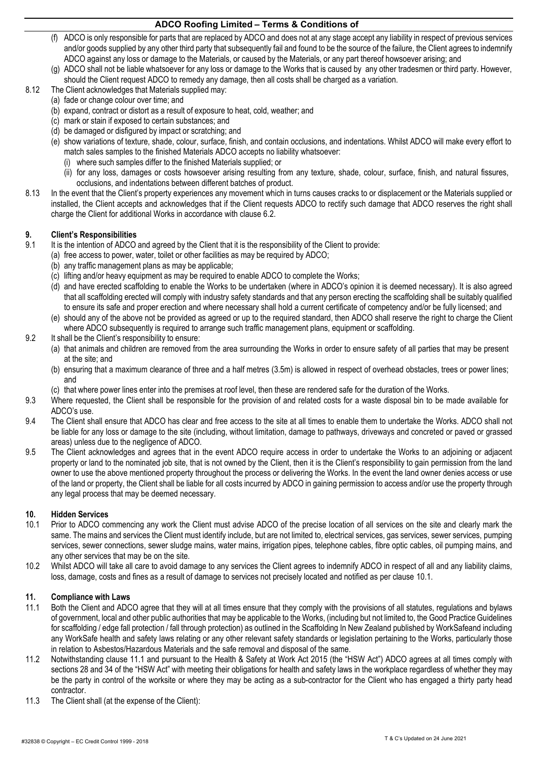(f) ADCO is only responsible for parts that are replaced by ADCO and does not at any stage accept any liability in respect of previous services and/or goods supplied by any other third party that subsequently fail and found to be the source of the failure, the Client agrees to indemnify ADCO against any loss or damage to the Materials, or caused by the Materials, or any part thereof howsoever arising; and

(g) ADCO shall not be liable whatsoever for any loss or damage to the Works that is caused by any other tradesmen or third party. However, should the Client request ADCO to remedy any damage, then all costs shall be charged as a variation.

8.12 The Client acknowledges that Materials supplied may:

(a) fade or change colour over time; and

(b) expand, contract or distort as a result of exposure to heat, cold, weather; and

(c) mark or stain if exposed to certain substances; and

(d) be damaged or disfigured by impact or scratching; and

(e) show variations of texture, shade, colour, surface, finish, and contain occlusions, and indentations. Whilst ADCO will make every effort to match sales samples to the finished Materials ADCO accepts no liability whatsoever:

(i) where such samples differ to the finished Materials supplied; or

(ii) for any loss, damages or costs howsoever arising resulting from any texture, shade, colour, surface, finish, and natural fissures, occlusions, and indentations between different batches of product.

8.13 In the event that the Client's property experiences any movement which in turns causes cracks to or displacement or the Materials supplied or installed, the Client accepts and acknowledges that if the Client requests ADCO to rectify such damage that ADCO reserves the right shall charge the Client for additional Works in accordance with clause 6.2.

## 9. Client's Responsibilities

9.1 It is the intention of ADCO and agreed by the Client that it is the responsibility of the Client to provide:

(a) free access to power, water, toilet or other facilities as may be required by ADCO;

(b) any traffic management plans as may be applicable;

(c) lifting and/or heavy equipment as may be required to enable ADCO to complete the Works;

(d) and have erected scaffolding to enable the Works to be undertaken (where in ADCO's opinion it is deemed necessary). It is also agreed that all scaffolding erected will comply with industry safety standards and that any person erecting the scaffolding shall be suitably qualified to ensure its safe and proper erection and where necessary shall hold a current certificate of competency and/or be fully licensed; and

(e) should any of the above not be provided as agreed or up to the required standard, then ADCO shall reserve the right to charge the Client where ADCO subsequently is required to arrange such traffic management plans, equipment or scaffolding.

9.2 It shall be the Client's responsibility to ensure:

(a) that animals and children are removed from the area surrounding the Works in order to ensure safety of all parties that may be present at the site; and

(b) ensuring that a maximum clearance of three and a half metres (3.5m) is allowed in respect of overhead obstacles, trees or power lines; and

(c) that where power lines enter into the premises at roof level, then these are rendered safe for the duration of the Works.

9.3 Where requested, the Client shall be responsible for the provision of and related costs for a waste disposal bin to be made available for ADCO's use.

9.4 The Client shall ensure that ADCO has clear and free access to the site at all times to enable them to undertake the Works. ADCO shall not be liable for any loss or damage to the site (including, without limitation, damage to pathways, driveways and concreted or paved or grassed areas) unless due to the negligence of ADCO.

9.5 The Client acknowledges and agrees that in the event ADCO require access in order to undertake the Works to an adjoining or adjacent property or land to the nominated job site, that is not owned by the Client, then it is the Client's responsibility to gain permission from the land owner to use the above mentioned property throughout the process or delivering the Works. In the event the land owner denies access or use of the land or property, the Client shall be liable for all costs incurred by ADCO in gaining permission to access and/or use the property through any legal process that may be deemed necessary.

## 10. Hidden Services

10.1 Prior to ADCO commencing any work the Client must advise ADCO of the precise location of all services on the site and clearly mark the same. The mains and services the Client must identify include, but are not limited to, electrical services, gas services, sewer services, pumping services, sewer connections, sewer sludge mains, water mains, irrigation pipes, telephone cables, fibre optic cables, oil pumping mains, and any other services that may be on the site.

10.2 Whilst ADCO will take all care to avoid damage to any services the Client agrees to indemnify ADCO in respect of all and any liability claims, loss, damage, costs and fines as a result of damage to services not precisely located and notified as per clause 10.1.

## 11. Compliance with Laws

11.1 Both the Client and ADCO agree that they will at all times ensure that they comply with the provisions of all statutes, regulations and bylaws of government, local and other public authorities that may be applicable to the Works, (including but not limited to, the Good Practice Guidelines for scaffolding / edge fall protection / fall through protection) as outlined in the Scaffolding In New Zealand published by WorkSafeand including any WorkSafe health and safety laws relating or any other relevant safety standards or legislation pertaining to the Works, particularly those in relation to Asbestos/Hazardous Materials and the safe removal and disposal of the same.

11.2 Notwithstanding clause 11.1 and pursuant to the Health & Safety at Work Act 2015 (the "HSW Act") ADCO agrees at all times comply with sections 28 and 34 of the "HSW Act" with meeting their obligations for health and safety laws in the workplace regardless of whether they may be the party in control of the worksite or where they may be acting as a sub-contractor for the Client who has engaged a thirty party head contractor.

11.3 The Client shall (at the expense of the Client):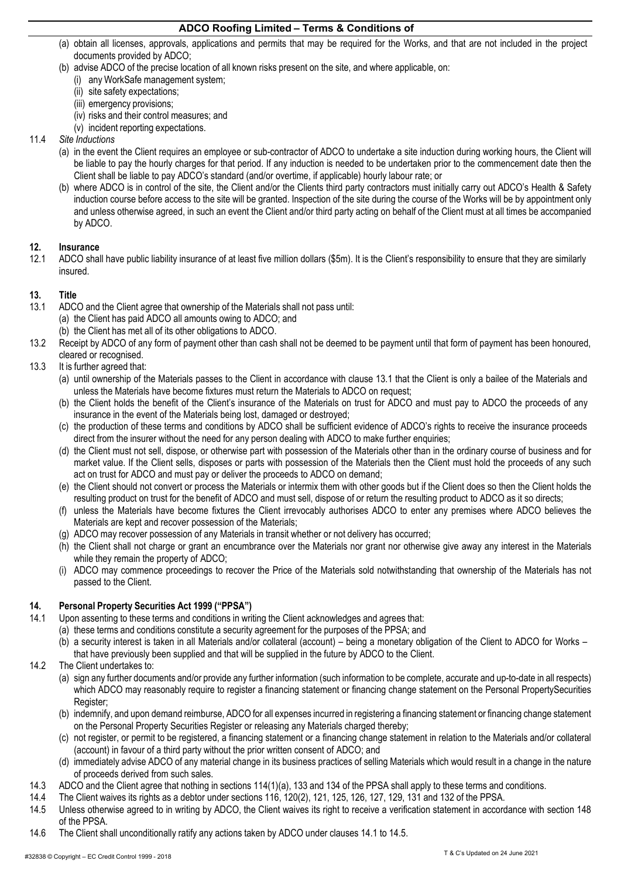(a) obtain all licenses, approvals, applications and permits that may be required for the Works, and that are not included in the project documents provided by ADCO;

(b) advise ADCO of the precise location of all known risks present on the site, and where applicable, on:

   (i) any WorkSafe management system;

   (ii) site safety expectations;

   (iii) emergency provisions;

   (iv) risks and their control measures; and

   (v) incident reporting expectations.

11.4 *Site Inductions*

(a) in the event the Client requires an employee or sub-contractor of ADCO to undertake a site induction during working hours, the Client will be liable to pay the hourly charges for that period. If any induction is needed to be undertaken prior to the commencement date then the Client shall be liable to pay ADCO's standard (and/or overtime, if applicable) hourly labour rate; or

(b) where ADCO is in control of the site, the Client and/or the Clients third party contractors must initially carry out ADCO's Health & Safety induction course before access to the site will be granted. Inspection of the site during the course of the Works will be by appointment only and unless otherwise agreed, in such an event the Client and/or third party acting on behalf of the Client must at all times be accompanied by ADCO.

## 12. Insurance

12.1 ADCO shall have public liability insurance of at least five million dollars ($5m). It is the Client's responsibility to ensure that they are similarly insured.

## 13. Title

13.1 ADCO and the Client agree that ownership of the Materials shall not pass until:

(a) the Client has paid ADCO all amounts owing to ADCO; and

(b) the Client has met all of its other obligations to ADCO.

13.2 Receipt by ADCO of any form of payment other than cash shall not be deemed to be payment until that form of payment has been honoured, cleared or recognised.

13.3 It is further agreed that:

(a) until ownership of the Materials passes to the Client in accordance with clause 13.1 that the Client is only a bailee of the Materials and unless the Materials have become fixtures must return the Materials to ADCO on request;

(b) the Client holds the benefit of the Client's insurance of the Materials on trust for ADCO and must pay to ADCO the proceeds of any insurance in the event of the Materials being lost, damaged or destroyed;

(c) the production of these terms and conditions by ADCO shall be sufficient evidence of ADCO's rights to receive the insurance proceeds direct from the insurer without the need for any person dealing with ADCO to make further enquiries;

(d) the Client must not sell, dispose, or otherwise part with possession of the Materials other than in the ordinary course of business and for market value. If the Client sells, disposes or parts with possession of the Materials then the Client must hold the proceeds of any such act on trust for ADCO and must pay or deliver the proceeds to ADCO on demand;

(e) the Client should not convert or process the Materials or intermix them with other goods but if the Client does so then the Client holds the resulting product on trust for the benefit of ADCO and must sell, dispose of or return the resulting product to ADCO as it so directs;

(f) unless the Materials have become fixtures the Client irrevocably authorises ADCO to enter any premises where ADCO believes the Materials are kept and recover possession of the Materials;

(g) ADCO may recover possession of any Materials in transit whether or not delivery has occurred;

(h) the Client shall not charge or grant an encumbrance over the Materials nor grant nor otherwise give away any interest in the Materials while they remain the property of ADCO;

(i) ADCO may commence proceedings to recover the Price of the Materials sold notwithstanding that ownership of the Materials has not passed to the Client.

## 14. Personal Property Securities Act 1999 ("PPSA")

14.1 Upon assenting to these terms and conditions in writing the Client acknowledges and agrees that:

(a) these terms and conditions constitute a security agreement for the purposes of the PPSA; and

(b) a security interest is taken in all Materials and/or collateral (account) – being a monetary obligation of the Client to ADCO for Works – that have previously been supplied and that will be supplied in the future by ADCO to the Client.

14.2 The Client undertakes to:

(a) sign any further documents and/or provide any further information (such information to be complete, accurate and up-to-date in all respects) which ADCO may reasonably require to register a financing statement or financing change statement on the Personal PropertySecurities Register;

(b) indemnify, and upon demand reimburse, ADCO for all expenses incurred in registering a financing statement or financing change statement on the Personal Property Securities Register or releasing any Materials charged thereby;

(c) not register, or permit to be registered, a financing statement or a financing change statement in relation to the Materials and/or collateral (account) in favour of a third party without the prior written consent of ADCO; and

(d) immediately advise ADCO of any material change in its business practices of selling Materials which would result in a change in the nature of proceeds derived from such sales.

14.3 ADCO and the Client agree that nothing in sections 114(1)(a), 133 and 134 of the PPSA shall apply to these terms and conditions.

14.4 The Client waives its rights as a debtor under sections 116, 120(2), 121, 125, 126, 127, 129, 131 and 132 of the PPSA.

14.5 Unless otherwise agreed to in writing by ADCO, the Client waives its right to receive a verification statement in accordance with section 148 of the PPSA.

14.6 The Client shall unconditionally ratify any actions taken by ADCO under clauses 14.1 to 14.5.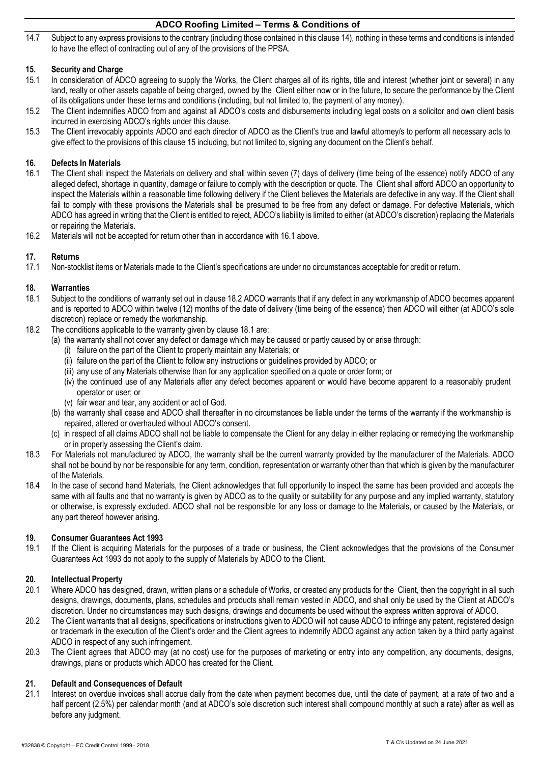14.7 Subject to any express provisions to the contrary (including those contained in this clause 14), nothing in these terms and conditions is intended to have the effect of contracting out of any of the provisions of the PPSA.

## 15. Security and Charge

15.1 In consideration of ADCO agreeing to supply the Works, the Client charges all of its rights, title and interest (whether joint or several) in any land, realty or other assets capable of being charged, owned by the Client either now or in the future, to secure the performance by the Client of its obligations under these terms and conditions (including, but not limited to, the payment of any money).

15.2 The Client indemnifies ADCO from and against all ADCO's costs and disbursements including legal costs on a solicitor and own client basis incurred in exercising ADCO's rights under this clause.

15.3 The Client irrevocably appoints ADCO and each director of ADCO as the Client's true and lawful attorney/s to perform all necessary acts to give effect to the provisions of this clause 15 including, but not limited to, signing any document on the Client's behalf.

## 16. Defects In Materials

16.1 The Client shall inspect the Materials on delivery and shall within seven (7) days of delivery (time being of the essence) notify ADCO of any alleged defect, shortage in quantity, damage or failure to comply with the description or quote. The Client shall afford ADCO an opportunity to inspect the Materials within a reasonable time following delivery if the Client believes the Materials are defective in any way. If the Client shall fail to comply with these provisions the Materials shall be presumed to be free from any defect or damage. For defective Materials, which ADCO has agreed in writing that the Client is entitled to reject, ADCO's liability is limited to either (at ADCO's discretion) replacing the Materials or repairing the Materials.

16.2 Materials will not be accepted for return other than in accordance with 16.1 above.

## 17. Returns

17.1 Non-stocklist items or Materials made to the Client's specifications are under no circumstances acceptable for credit or return.

## 18. Warranties

18.1 Subject to the conditions of warranty set out in clause 18.2 ADCO warrants that if any defect in any workmanship of ADCO becomes apparent and is reported to ADCO within twelve (12) months of the date of delivery (time being of the essence) then ADCO will either (at ADCO's sole discretion) replace or remedy the workmanship.

18.2 The conditions applicable to the warranty given by clause 18.1 are:

(a) the warranty shall not cover any defect or damage which may be caused or partly caused by or arise through:

(i) failure on the part of the Client to properly maintain any Materials; or

(ii) failure on the part of the Client to follow any instructions or guidelines provided by ADCO; or

(iii) any use of any Materials otherwise than for any application specified on a quote or order form; or

(iv) the continued use of any Materials after any defect becomes apparent or would have become apparent to a reasonably prudent operator or user; or

(v) fair wear and tear, any accident or act of God.

(b) the warranty shall cease and ADCO shall thereafter in no circumstances be liable under the terms of the warranty if the workmanship is repaired, altered or overhauled without ADCO's consent.

(c) in respect of all claims ADCO shall not be liable to compensate the Client for any delay in either replacing or remedying the workmanship or in properly assessing the Client's claim.

18.3 For Materials not manufactured by ADCO, the warranty shall be the current warranty provided by the manufacturer of the Materials. ADCO shall not be bound by nor be responsible for any term, condition, representation or warranty other than that which is given by the manufacturer of the Materials.

18.4 In the case of second hand Materials, the Client acknowledges that full opportunity to inspect the same has been provided and accepts the same with all faults and that no warranty is given by ADCO as to the quality or suitability for any purpose and any implied warranty, statutory or otherwise, is expressly excluded. ADCO shall not be responsible for any loss or damage to the Materials, or caused by the Materials, or any part thereof however arising.

## 19. Consumer Guarantees Act 1993

19.1 If the Client is acquiring Materials for the purposes of a trade or business, the Client acknowledges that the provisions of the Consumer Guarantees Act 1993 do not apply to the supply of Materials by ADCO to the Client.

## 20. Intellectual Property

20.1 Where ADCO has designed, drawn, written plans or a schedule of Works, or created any products for the Client, then the copyright in all such designs, drawings, documents, plans, schedules and products shall remain vested in ADCO, and shall only be used by the Client at ADCO's discretion. Under no circumstances may such designs, drawings and documents be used without the express written approval of ADCO.

20.2 The Client warrants that all designs, specifications or instructions given to ADCO will not cause ADCO to infringe any patent, registered design or trademark in the execution of the Client's order and the Client agrees to indemnify ADCO against any action taken by a third party against ADCO in respect of any such infringement.

20.3 The Client agrees that ADCO may (at no cost) use for the purposes of marketing or entry into any competition, any documents, designs, drawings, plans or products which ADCO has created for the Client.

## 21. Default and Consequences of Default

21.1 Interest on overdue invoices shall accrue daily from the date when payment becomes due, until the date of payment, at a rate of two and a half percent (2.5%) per calendar month (and at ADCO's sole discretion such interest shall compound monthly at such a rate) after as well as before any judgment.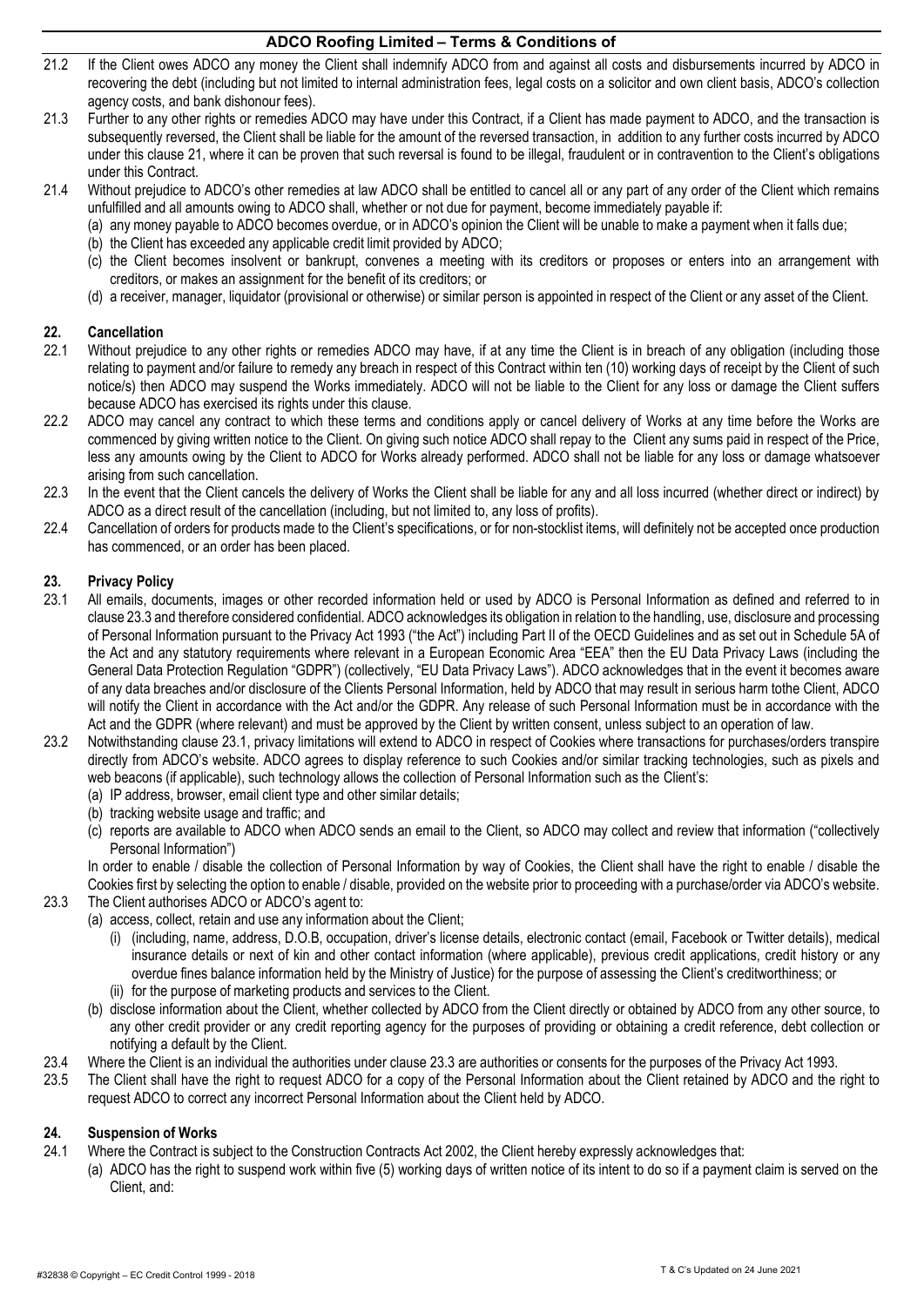21.2 If the Client owes ADCO any money the Client shall indemnify ADCO from and against all costs and disbursements incurred by ADCO in recovering the debt (including but not limited to internal administration fees, legal costs on a solicitor and own client basis, ADCO's collection agency costs, and bank dishonour fees).

21.3 Further to any other rights or remedies ADCO may have under this Contract, if a Client has made payment to ADCO, and the transaction is subsequently reversed, the Client shall be liable for the amount of the reversed transaction, in addition to any further costs incurred by ADCO under this clause 21, where it can be proven that such reversal is found to be illegal, fraudulent or in contravention to the Client's obligations under this Contract.

21.4 Without prejudice to ADCO's other remedies at law ADCO shall be entitled to cancel all or any part of any order of the Client which remains unfulfilled and all amounts owing to ADCO shall, whether or not due for payment, become immediately payable if:

(a) any money payable to ADCO becomes overdue, or in ADCO's opinion the Client will be unable to make a payment when it falls due;
(b) the Client has exceeded any applicable credit limit provided by ADCO;
(c) the Client becomes insolvent or bankrupt, convenes a meeting with its creditors or proposes or enters into an arrangement with creditors, or makes an assignment for the benefit of its creditors; or
(d) a receiver, manager, liquidator (provisional or otherwise) or similar person is appointed in respect of the Client or any asset of the Client.

## 22. Cancellation

22.1 Without prejudice to any other rights or remedies ADCO may have, if at any time the Client is in breach of any obligation (including those relating to payment and/or failure to remedy any breach in respect of this Contract within ten (10) working days of receipt by the Client of such notice/s) then ADCO may suspend the Works immediately. ADCO will not be liable to the Client for any loss or damage the Client suffers because ADCO has exercised its rights under this clause.

22.2 ADCO may cancel any contract to which these terms and conditions apply or cancel delivery of Works at any time before the Works are commenced by giving written notice to the Client. On giving such notice ADCO shall repay to the Client any sums paid in respect of the Price, less any amounts owing by the Client to ADCO for Works already performed. ADCO shall not be liable for any loss or damage whatsoever arising from such cancellation.

22.3 In the event that the Client cancels the delivery of Works the Client shall be liable for any and all loss incurred (whether direct or indirect) by ADCO as a direct result of the cancellation (including, but not limited to, any loss of profits).

22.4 Cancellation of orders for products made to the Client's specifications, or for non-stocklist items, will definitely not be accepted once production has commenced, or an order has been placed.

## 23. Privacy Policy

23.1 All emails, documents, images or other recorded information held or used by ADCO is Personal Information as defined and referred to in clause 23.3 and therefore considered confidential. ADCO acknowledges its obligation in relation to the handling, use, disclosure and processing of Personal Information pursuant to the Privacy Act 1993 ("the Act") including Part II of the OECD Guidelines and as set out in Schedule 5A of the Act and any statutory requirements where relevant in a European Economic Area "EEA" then the EU Data Privacy Laws (including the General Data Protection Regulation "GDPR") (collectively, "EU Data Privacy Laws"). ADCO acknowledges that in the event it becomes aware of any data breaches and/or disclosure of the Clients Personal Information, held by ADCO that may result in serious harm tothe Client, ADCO will notify the Client in accordance with the Act and/or the GDPR. Any release of such Personal Information must be in accordance with the Act and the GDPR (where relevant) and must be approved by the Client by written consent, unless subject to an operation of law.

23.2 Notwithstanding clause 23.1, privacy limitations will extend to ADCO in respect of Cookies where transactions for purchases/orders transpire directly from ADCO's website. ADCO agrees to display reference to such Cookies and/or similar tracking technologies, such as pixels and web beacons (if applicable), such technology allows the collection of Personal Information such as the Client's:

(a) IP address, browser, email client type and other similar details;
(b) tracking website usage and traffic; and
(c) reports are available to ADCO when ADCO sends an email to the Client, so ADCO may collect and review that information ("collectively Personal Information")

In order to enable / disable the collection of Personal Information by way of Cookies, the Client shall have the right to enable / disable the Cookies first by selecting the option to enable / disable, provided on the website prior to proceeding with a purchase/order via ADCO's website.

23.3 The Client authorises ADCO or ADCO's agent to:

(a) access, collect, retain and use any information about the Client;
   (i) (including, name, address, D.O.B, occupation, driver's license details, electronic contact (email, Facebook or Twitter details), medical insurance details or next of kin and other contact information (where applicable), previous credit applications, credit history or any overdue fines balance information held by the Ministry of Justice) for the purpose of assessing the Client's creditworthiness; or
   (ii) for the purpose of marketing products and services to the Client.
(b) disclose information about the Client, whether collected by ADCO from the Client directly or obtained by ADCO from any other source, to any other credit provider or any credit reporting agency for the purposes of providing or obtaining a credit reference, debt collection or notifying a default by the Client.

23.4 Where the Client is an individual the authorities under clause 23.3 are authorities or consents for the purposes of the Privacy Act 1993.

23.5 The Client shall have the right to request ADCO for a copy of the Personal Information about the Client retained by ADCO and the right to request ADCO to correct any incorrect Personal Information about the Client held by ADCO.

## 24. Suspension of Works

24.1 Where the Contract is subject to the Construction Contracts Act 2002, the Client hereby expressly acknowledges that:

(a) ADCO has the right to suspend work within five (5) working days of written notice of its intent to do so if a payment claim is served on the Client, and: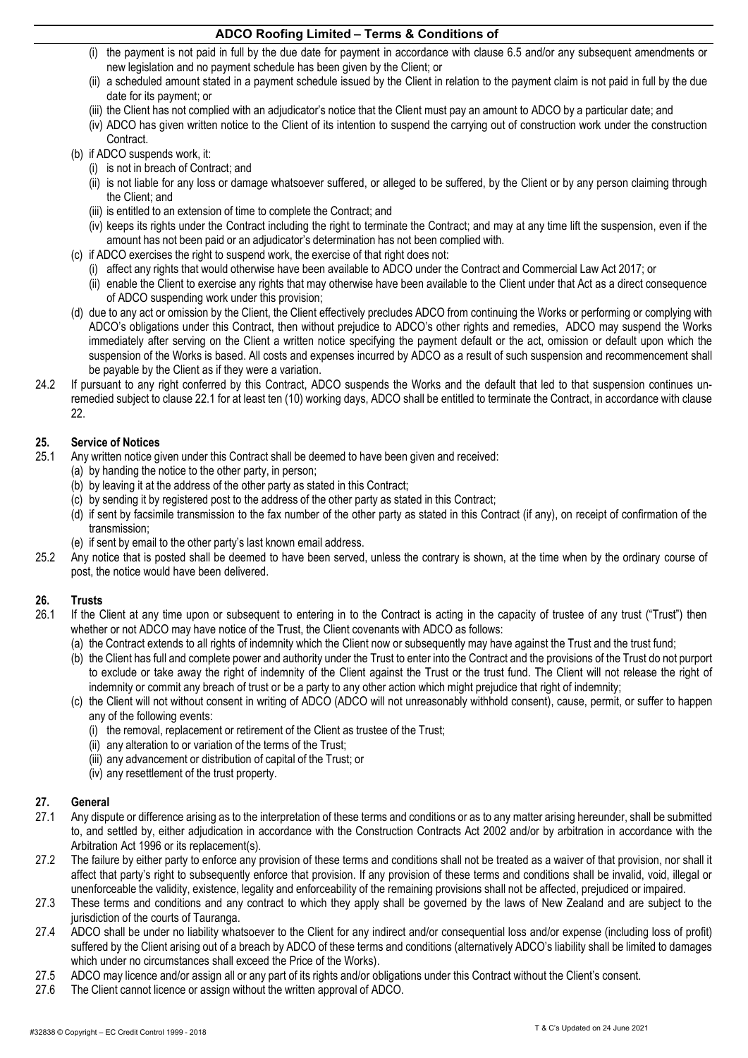- (i) the payment is not paid in full by the due date for payment in accordance with clause 6.5 and/or any subsequent amendments or new legislation and no payment schedule has been given by the Client; or
  - (ii) a scheduled amount stated in a payment schedule issued by the Client in relation to the payment claim is not paid in full by the due date for its payment; or
  - (iii) the Client has not complied with an adjudicator's notice that the Client must pay an amount to ADCO by a particular date; and
  - (iv) ADCO has given written notice to the Client of its intention to suspend the carrying out of construction work under the construction Contract.
- (b) if ADCO suspends work, it:
  - (i) is not in breach of Contract; and
  - (ii) is not liable for any loss or damage whatsoever suffered, or alleged to be suffered, by the Client or by any person claiming through the Client; and
  - (iii) is entitled to an extension of time to complete the Contract; and
  - (iv) keeps its rights under the Contract including the right to terminate the Contract; and may at any time lift the suspension, even if the amount has not been paid or an adjudicator's determination has not been complied with.
- (c) if ADCO exercises the right to suspend work, the exercise of that right does not:
  - (i) affect any rights that would otherwise have been available to ADCO under the Contract and Commercial Law Act 2017; or
  - (ii) enable the Client to exercise any rights that may otherwise have been available to the Client under that Act as a direct consequence of ADCO suspending work under this provision;
- (d) due to any act or omission by the Client, the Client effectively precludes ADCO from continuing the Works or performing or complying with ADCO's obligations under this Contract, then without prejudice to ADCO's other rights and remedies, ADCO may suspend the Works immediately after serving on the Client a written notice specifying the payment default or the act, omission or default upon which the suspension of the Works is based. All costs and expenses incurred by ADCO as a result of such suspension and recommencement shall be payable by the Client as if they were a variation.

24.2 If pursuant to any right conferred by this Contract, ADCO suspends the Works and the default that led to that suspension continues un-remedied subject to clause 22.1 for at least ten (10) working days, ADCO shall be entitled to terminate the Contract, in accordance with clause 22.

## 25. Service of Notices

25.1 Any written notice given under this Contract shall be deemed to have been given and received:

- (a) by handing the notice to the other party, in person;
- (b) by leaving it at the address of the other party as stated in this Contract;
- (c) by sending it by registered post to the address of the other party as stated in this Contract;
- (d) if sent by facsimile transmission to the fax number of the other party as stated in this Contract (if any), on receipt of confirmation of the transmission;
- (e) if sent by email to the other party's last known email address.

25.2 Any notice that is posted shall be deemed to have been served, unless the contrary is shown, at the time when by the ordinary course of post, the notice would have been delivered.

## 26. Trusts

26.1 If the Client at any time upon or subsequent to entering in to the Contract is acting in the capacity of trustee of any trust ("Trust") then whether or not ADCO may have notice of the Trust, the Client covenants with ADCO as follows:

- (a) the Contract extends to all rights of indemnity which the Client now or subsequently may have against the Trust and the trust fund;
- (b) the Client has full and complete power and authority under the Trust to enter into the Contract and the provisions of the Trust do not purport to exclude or take away the right of indemnity of the Client against the Trust or the trust fund. The Client will not release the right of indemnity or commit any breach of trust or be a party to any other action which might prejudice that right of indemnity;
- (c) the Client will not without consent in writing of ADCO (ADCO will not unreasonably withhold consent), cause, permit, or suffer to happen any of the following events:
  - (i) the removal, replacement or retirement of the Client as trustee of the Trust;
  - (ii) any alteration to or variation of the terms of the Trust;
  - (iii) any advancement or distribution of capital of the Trust; or
  - (iv) any resettlement of the trust property.

## 27. General

27.1 Any dispute or difference arising as to the interpretation of these terms and conditions or as to any matter arising hereunder, shall be submitted to, and settled by, either adjudication in accordance with the Construction Contracts Act 2002 and/or by arbitration in accordance with the Arbitration Act 1996 or its replacement(s).

27.2 The failure by either party to enforce any provision of these terms and conditions shall not be treated as a waiver of that provision, nor shall it affect that party's right to subsequently enforce that provision. If any provision of these terms and conditions shall be invalid, void, illegal or unenforceable the validity, existence, legality and enforceability of the remaining provisions shall not be affected, prejudiced or impaired.

27.3 These terms and conditions and any contract to which they apply shall be governed by the laws of New Zealand and are subject to the jurisdiction of the courts of Tauranga.

27.4 ADCO shall be under no liability whatsoever to the Client for any indirect and/or consequential loss and/or expense (including loss of profit) suffered by the Client arising out of a breach by ADCO of these terms and conditions (alternatively ADCO's liability shall be limited to damages which under no circumstances shall exceed the Price of the Works).

27.5 ADCO may licence and/or assign all or any part of its rights and/or obligations under this Contract without the Client's consent.

27.6 The Client cannot licence or assign without the written approval of ADCO.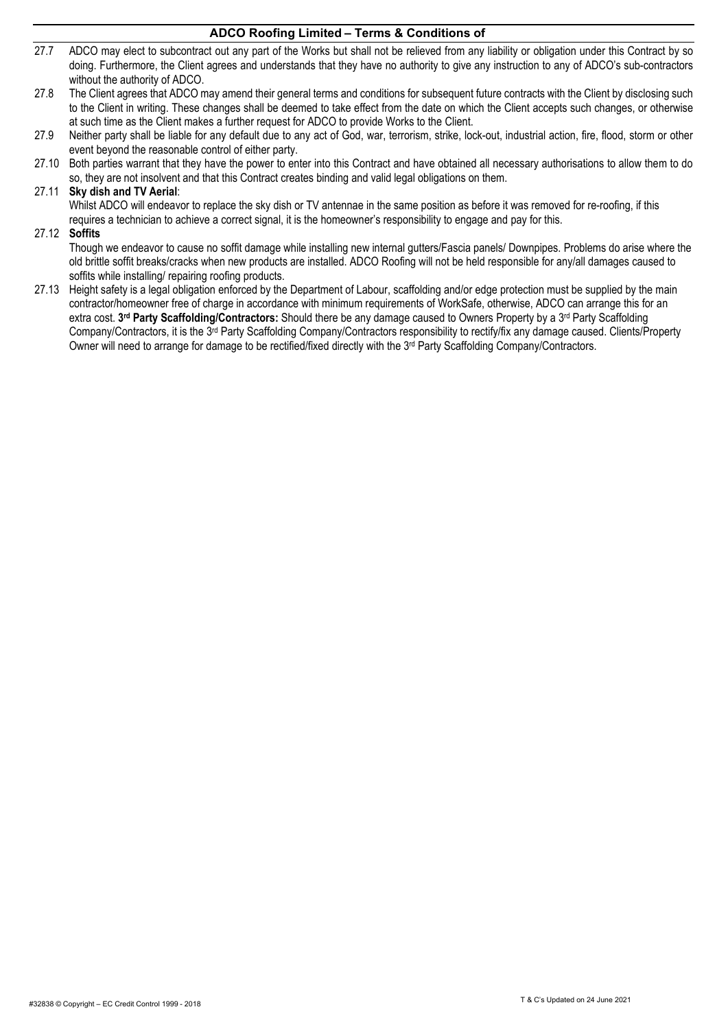27.7 ADCO may elect to subcontract out any part of the Works but shall not be relieved from any liability or obligation under this Contract by so doing. Furthermore, the Client agrees and understands that they have no authority to give any instruction to any of ADCO's sub-contractors without the authority of ADCO.

27.8 The Client agrees that ADCO may amend their general terms and conditions for subsequent future contracts with the Client by disclosing such to the Client in writing. These changes shall be deemed to take effect from the date on which the Client accepts such changes, or otherwise at such time as the Client makes a further request for ADCO to provide Works to the Client.

27.9 Neither party shall be liable for any default due to any act of God, war, terrorism, strike, lock-out, industrial action, fire, flood, storm or other event beyond the reasonable control of either party.

27.10 Both parties warrant that they have the power to enter into this Contract and have obtained all necessary authorisations to allow them to do so, they are not insolvent and that this Contract creates binding and valid legal obligations on them.

27.11 **Sky dish and TV Aerial**:
Whilst ADCO will endeavor to replace the sky dish or TV antennae in the same position as before it was removed for re-roofing, if this requires a technician to achieve a correct signal, it is the homeowner's responsibility to engage and pay for this.

27.12 **Soffits**
Though we endeavor to cause no soffit damage while installing new internal gutters/Fascia panels/ Downpipes. Problems do arise where the old brittle soffit breaks/cracks when new products are installed. ADCO Roofing will not be held responsible for any/all damages caused to soffits while installing/ repairing roofing products.

27.13 Height safety is a legal obligation enforced by the Department of Labour, scaffolding and/or edge protection must be supplied by the main contractor/homeowner free of charge in accordance with minimum requirements of WorkSafe, otherwise, ADCO can arrange this for an extra cost. **3rd Party Scaffolding/Contractors:** Should there be any damage caused to Owners Property by a 3rd Party Scaffolding Company/Contractors, it is the 3rd Party Scaffolding Company/Contractors responsibility to rectify/fix any damage caused. Clients/Property Owner will need to arrange for damage to be rectified/fixed directly with the 3rd Party Scaffolding Company/Contractors.